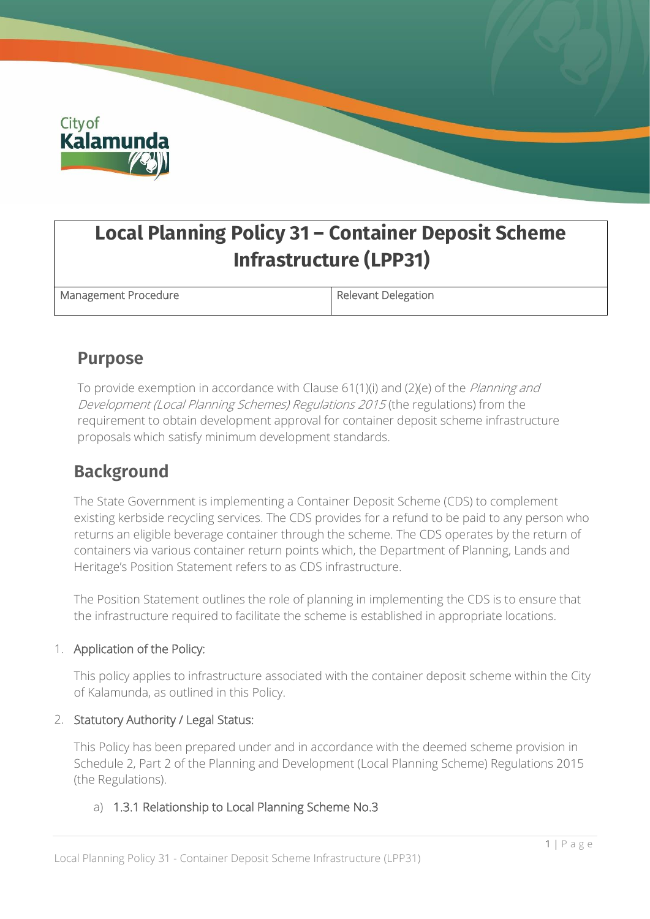# Local Planning Policy 31 – Container Deposit Scheme Infrastructure (LPP31)

| Management Procedure | Relevant Delegation |
| --- | --- |

## Purpose

To provide exemption in accordance with Clause 61(1)(i) and (2)(e) of the *Planning and Development (Local Planning Schemes) Regulations 2015* (the regulations) from the requirement to obtain development approval for container deposit scheme infrastructure proposals which satisfy minimum development standards.

## Background

The State Government is implementing a Container Deposit Scheme (CDS) to complement existing kerbside recycling services. The CDS provides for a refund to be paid to any person who returns an eligible beverage container through the scheme. The CDS operates by the return of containers via various container return points which, the Department of Planning, Lands and Heritage's Position Statement refers to as CDS infrastructure.

The Position Statement outlines the role of planning in implementing the CDS is to ensure that the infrastructure required to facilitate the scheme is established in appropriate locations.

1. Application of the Policy:

   This policy applies to infrastructure associated with the container deposit scheme within the City of Kalamunda, as outlined in this Policy.

2. Statutory Authority / Legal Status:

   This Policy has been prepared under and in accordance with the deemed scheme provision in Schedule 2, Part 2 of the Planning and Development (Local Planning Scheme) Regulations 2015 (the Regulations).

   a) 1.3.1 Relationship to Local Planning Scheme No.3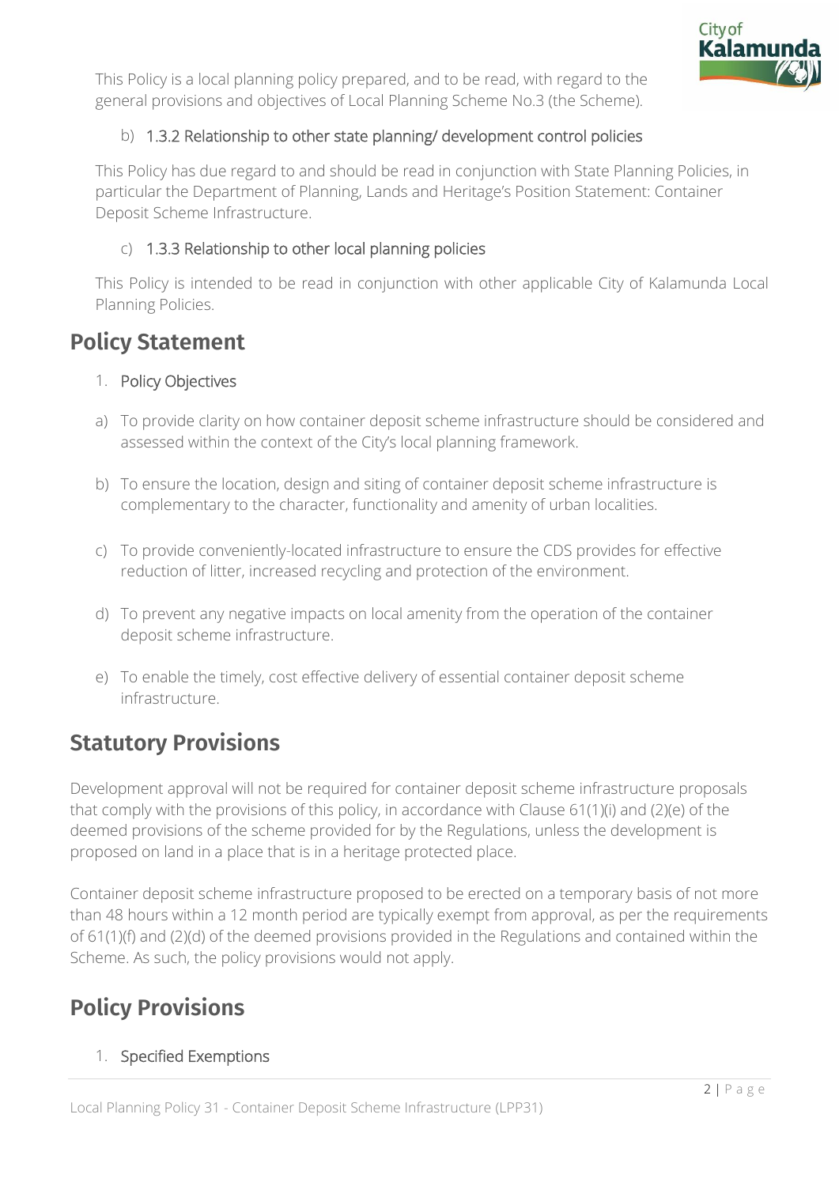This Policy is a local planning policy prepared, and to be read, with regard to the general provisions and objectives of Local Planning Scheme No.3 (the Scheme).

b) 1.3.2 Relationship to other state planning/ development control policies

This Policy has due regard to and should be read in conjunction with State Planning Policies, in particular the Department of Planning, Lands and Heritage's Position Statement: Container Deposit Scheme Infrastructure.

c) 1.3.3 Relationship to other local planning policies

This Policy is intended to be read in conjunction with other applicable City of Kalamunda Local Planning Policies.

## Policy Statement

1. Policy Objectives

a) To provide clarity on how container deposit scheme infrastructure should be considered and assessed within the context of the City's local planning framework.

b) To ensure the location, design and siting of container deposit scheme infrastructure is complementary to the character, functionality and amenity of urban localities.

c) To provide conveniently-located infrastructure to ensure the CDS provides for effective reduction of litter, increased recycling and protection of the environment.

d) To prevent any negative impacts on local amenity from the operation of the container deposit scheme infrastructure.

e) To enable the timely, cost effective delivery of essential container deposit scheme infrastructure.

## Statutory Provisions

Development approval will not be required for container deposit scheme infrastructure proposals that comply with the provisions of this policy, in accordance with Clause 61(1)(i) and (2)(e) of the deemed provisions of the scheme provided for by the Regulations, unless the development is proposed on land in a place that is in a heritage protected place.

Container deposit scheme infrastructure proposed to be erected on a temporary basis of not more than 48 hours within a 12 month period are typically exempt from approval, as per the requirements of 61(1)(f) and (2)(d) of the deemed provisions provided in the Regulations and contained within the Scheme. As such, the policy provisions would not apply.

## Policy Provisions

1. Specified Exemptions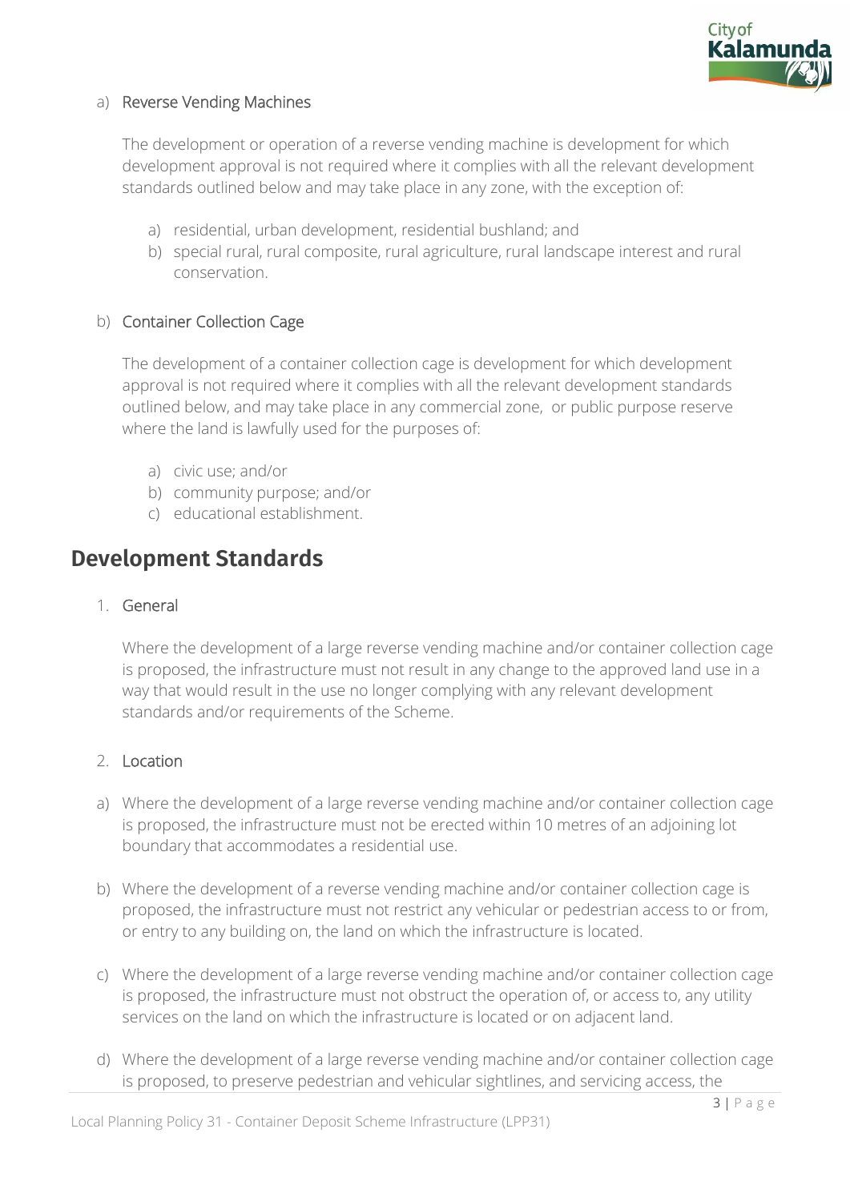a) Reverse Vending Machines

The development or operation of a reverse vending machine is development for which development approval is not required where it complies with all the relevant development standards outlined below and may take place in any zone, with the exception of:

a) residential, urban development, residential bushland; and
b) special rural, rural composite, rural agriculture, rural landscape interest and rural conservation.

b) Container Collection Cage

The development of a container collection cage is development for which development approval is not required where it complies with all the relevant development standards outlined below, and may take place in any commercial zone, or public purpose reserve where the land is lawfully used for the purposes of:

a) civic use; and/or
b) community purpose; and/or
c) educational establishment.

## Development Standards

1. General

Where the development of a large reverse vending machine and/or container collection cage is proposed, the infrastructure must not result in any change to the approved land use in a way that would result in the use no longer complying with any relevant development standards and/or requirements of the Scheme.

2. Location

a) Where the development of a large reverse vending machine and/or container collection cage is proposed, the infrastructure must not be erected within 10 metres of an adjoining lot boundary that accommodates a residential use.

b) Where the development of a reverse vending machine and/or container collection cage is proposed, the infrastructure must not restrict any vehicular or pedestrian access to or from, or entry to any building on, the land on which the infrastructure is located.

c) Where the development of a large reverse vending machine and/or container collection cage is proposed, the infrastructure must not obstruct the operation of, or access to, any utility services on the land on which the infrastructure is located or on adjacent land.

d) Where the development of a large reverse vending machine and/or container collection cage is proposed, to preserve pedestrian and vehicular sightlines, and servicing access, the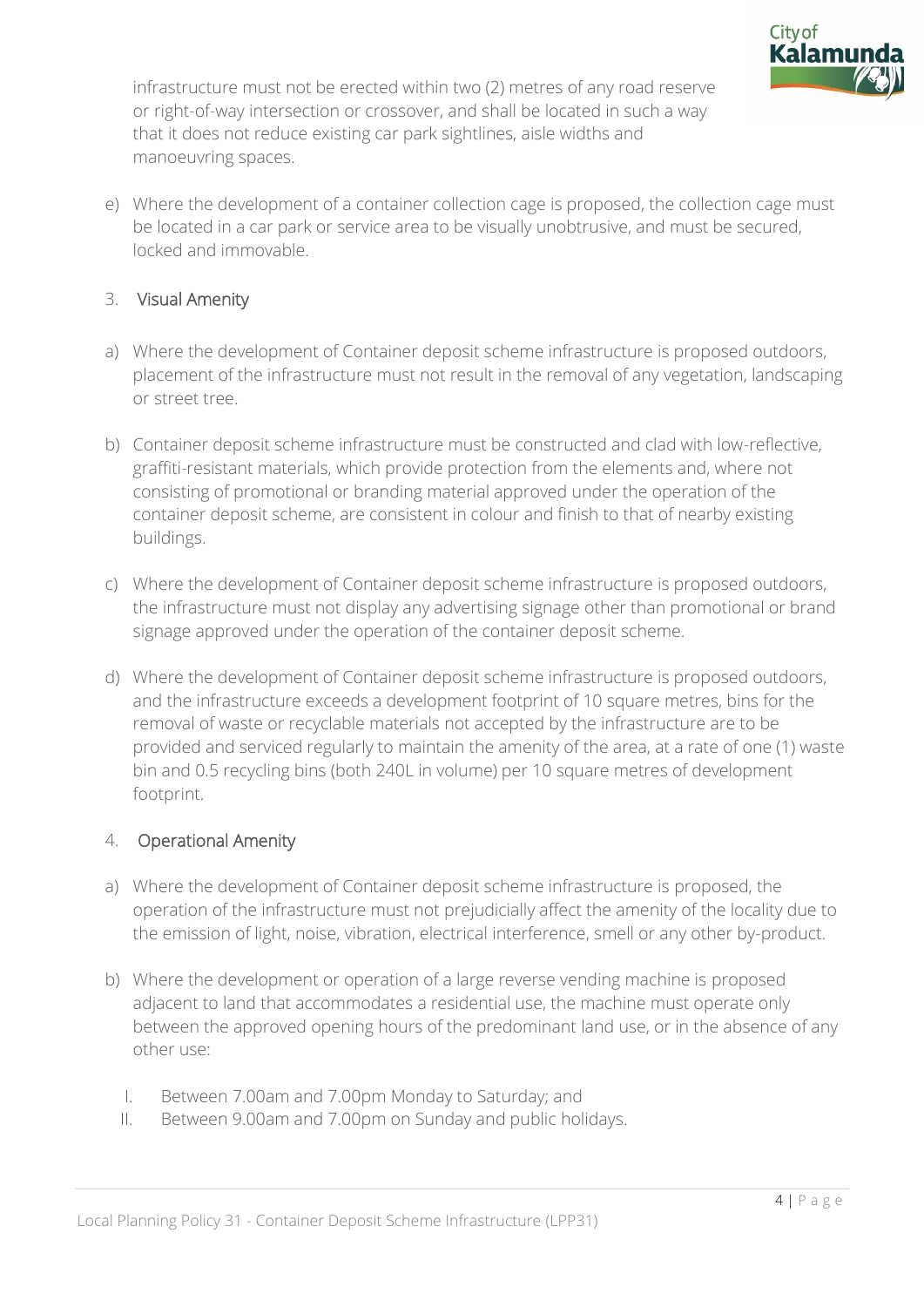infrastructure must not be erected within two (2) metres of any road reserve or right-of-way intersection or crossover, and shall be located in such a way that it does not reduce existing car park sightlines, aisle widths and manoeuvring spaces.

e) Where the development of a container collection cage is proposed, the collection cage must be located in a car park or service area to be visually unobtrusive, and must be secured, locked and immovable.

## 3. Visual Amenity

a) Where the development of Container deposit scheme infrastructure is proposed outdoors, placement of the infrastructure must not result in the removal of any vegetation, landscaping or street tree.

b) Container deposit scheme infrastructure must be constructed and clad with low-reflective, graffiti-resistant materials, which provide protection from the elements and, where not consisting of promotional or branding material approved under the operation of the container deposit scheme, are consistent in colour and finish to that of nearby existing buildings.

c) Where the development of Container deposit scheme infrastructure is proposed outdoors, the infrastructure must not display any advertising signage other than promotional or brand signage approved under the operation of the container deposit scheme.

d) Where the development of Container deposit scheme infrastructure is proposed outdoors, and the infrastructure exceeds a development footprint of 10 square metres, bins for the removal of waste or recyclable materials not accepted by the infrastructure are to be provided and serviced regularly to maintain the amenity of the area, at a rate of one (1) waste bin and 0.5 recycling bins (both 240L in volume) per 10 square metres of development footprint.

## 4. Operational Amenity

a) Where the development of Container deposit scheme infrastructure is proposed, the operation of the infrastructure must not prejudicially affect the amenity of the locality due to the emission of light, noise, vibration, electrical interference, smell or any other by-product.

b) Where the development or operation of a large reverse vending machine is proposed adjacent to land that accommodates a residential use, the machine must operate only between the approved opening hours of the predominant land use, or in the absence of any other use:

   I. Between 7.00am and 7.00pm Monday to Saturday; and
   II. Between 9.00am and 7.00pm on Sunday and public holidays.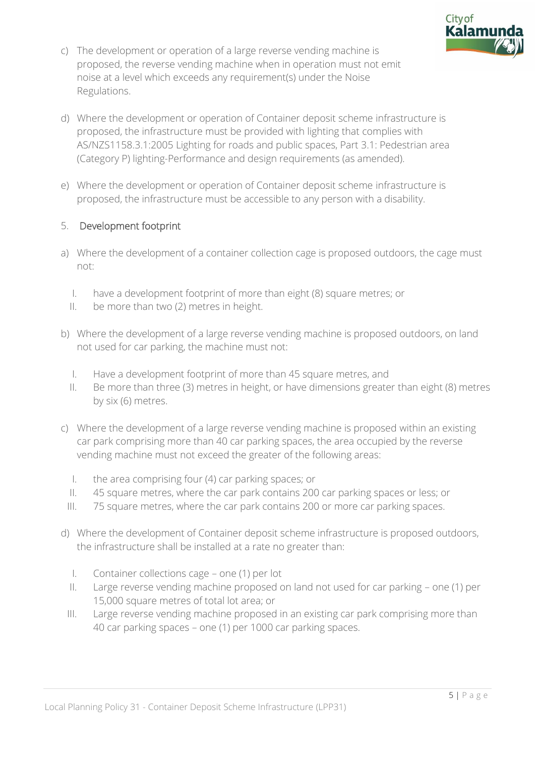c) The development or operation of a large reverse vending machine is proposed, the reverse vending machine when in operation must not emit noise at a level which exceeds any requirement(s) under the Noise Regulations.

d) Where the development or operation of Container deposit scheme infrastructure is proposed, the infrastructure must be provided with lighting that complies with AS/NZS1158.3.1:2005 Lighting for roads and public spaces, Part 3.1: Pedestrian area (Category P) lighting-Performance and design requirements (as amended).

e) Where the development or operation of Container deposit scheme infrastructure is proposed, the infrastructure must be accessible to any person with a disability.

## 5. Development footprint

a) Where the development of a container collection cage is proposed outdoors, the cage must not:

   I. have a development footprint of more than eight (8) square metres; or
   II. be more than two (2) metres in height.

b) Where the development of a large reverse vending machine is proposed outdoors, on land not used for car parking, the machine must not:

   I. Have a development footprint of more than 45 square metres, and
   II. Be more than three (3) metres in height, or have dimensions greater than eight (8) metres by six (6) metres.

c) Where the development of a large reverse vending machine is proposed within an existing car park comprising more than 40 car parking spaces, the area occupied by the reverse vending machine must not exceed the greater of the following areas:

   I. the area comprising four (4) car parking spaces; or
   II. 45 square metres, where the car park contains 200 car parking spaces or less; or
   III. 75 square metres, where the car park contains 200 or more car parking spaces.

d) Where the development of Container deposit scheme infrastructure is proposed outdoors, the infrastructure shall be installed at a rate no greater than:

   I. Container collections cage – one (1) per lot
   II. Large reverse vending machine proposed on land not used for car parking – one (1) per 15,000 square metres of total lot area; or
   III. Large reverse vending machine proposed in an existing car park comprising more than 40 car parking spaces – one (1) per 1000 car parking spaces.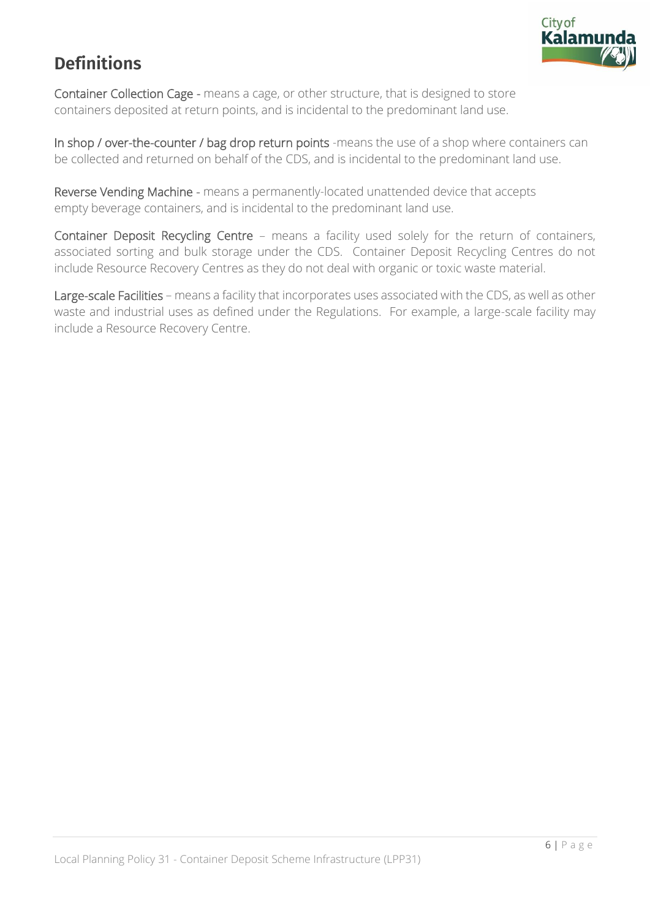## Definitions

**Container Collection Cage** - means a cage, or other structure, that is designed to store containers deposited at return points, and is incidental to the predominant land use.

**In shop / over-the-counter / bag drop return points** -means the use of a shop where containers can be collected and returned on behalf of the CDS, and is incidental to the predominant land use.

**Reverse Vending Machine** - means a permanently-located unattended device that accepts empty beverage containers, and is incidental to the predominant land use.

**Container Deposit Recycling Centre** – means a facility used solely for the return of containers, associated sorting and bulk storage under the CDS. Container Deposit Recycling Centres do not include Resource Recovery Centres as they do not deal with organic or toxic waste material.

**Large-scale Facilities** – means a facility that incorporates uses associated with the CDS, as well as other waste and industrial uses as defined under the Regulations. For example, a large-scale facility may include a Resource Recovery Centre.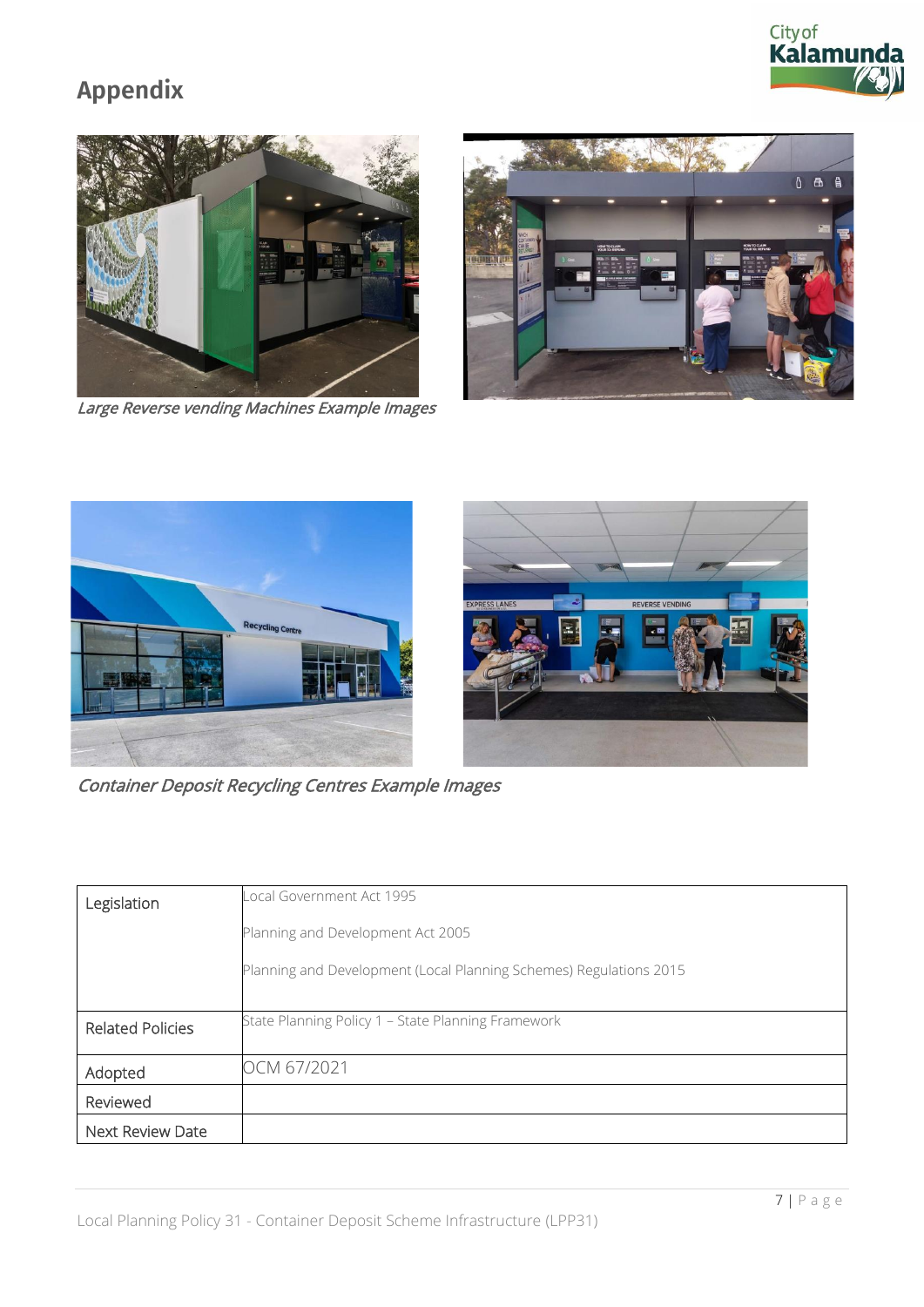## Appendix

*Large Reverse vending Machines Example Images*

*Container Deposit Recycling Centres Example Images*

| | |
|---|---|
| Legislation | Local Government Act 1995<br><br>Planning and Development Act 2005<br><br>Planning and Development (Local Planning Schemes) Regulations 2015 |
| Related Policies | State Planning Policy 1 – State Planning Framework |
| Adopted | OCM 67/2021 |
| Reviewed | |
| Next Review Date | |